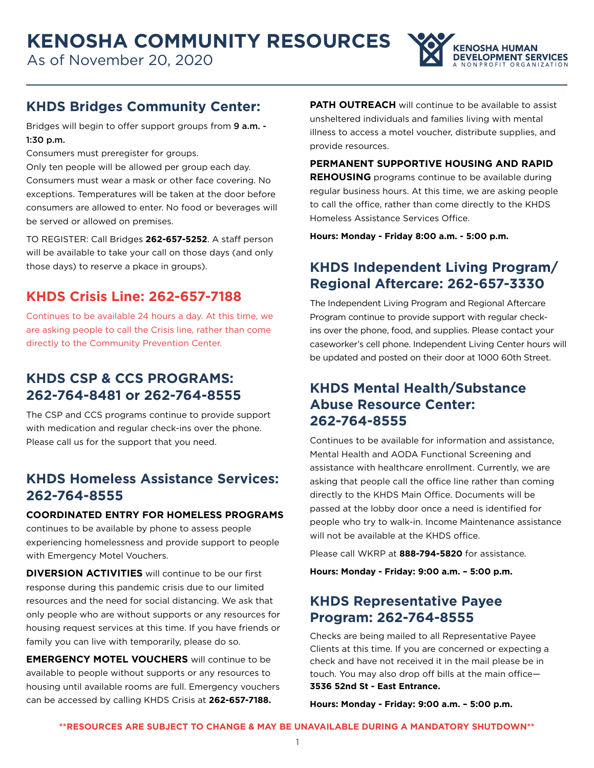# KENOSHA COMMUNITY RESOURCES

As of November 20, 2020

KENOSHA HUMAN DEVELOPMENT SERVICES
A NONPROFIT ORGANIZATION

## KHDS Bridges Community Center:

Bridges will begin to offer support groups from **9 a.m. - 1:30 p.m.**

Consumers must preregister for groups.

Only ten people will be allowed per group each day.

Consumers must wear a mask or other face covering. No exceptions. Temperatures will be taken at the door before consumers are allowed to enter. No food or beverages will be served or allowed on premises.

TO REGISTER: Call Bridges **262-657-5252**. A staff person will be available to take your call on those days (and only those days) to reserve a pkace in groups).

## KHDS Crisis Line: 262-657-7188

Continues to be available 24 hours a day. At this time, we are asking people to call the Crisis line, rather than come directly to the Community Prevention Center.

## KHDS CSP & CCS PROGRAMS: 262-764-8481 or 262-764-8555

The CSP and CCS programs continue to provide support with medication and regular check-ins over the phone. Please call us for the support that you need.

## KHDS Homeless Assistance Services: 262-764-8555

**COORDINATED ENTRY FOR HOMELESS PROGRAMS** continues to be available by phone to assess people experiencing homelessness and provide support to people with Emergency Motel Vouchers.

**DIVERSION ACTIVITIES** will continue to be our first response during this pandemic crisis due to our limited resources and the need for social distancing. We ask that only people who are without supports or any resources for housing request services at this time. If you have friends or family you can live with temporarily, please do so.

**EMERGENCY MOTEL VOUCHERS** will continue to be available to people without supports or any resources to housing until available rooms are full. Emergency vouchers can be accessed by calling KHDS Crisis at **262-657-7188.**

**PATH OUTREACH** will continue to be available to assist unsheltered individuals and families living with mental illness to access a motel voucher, distribute supplies, and provide resources.

**PERMANENT SUPPORTIVE HOUSING AND RAPID REHOUSING** programs continue to be available during regular business hours. At this time, we are asking people to call the office, rather than come directly to the KHDS Homeless Assistance Services Office.

**Hours: Monday - Friday 8:00 a.m. - 5:00 p.m.**

## KHDS Independent Living Program/ Regional Aftercare: 262-657-3330

The Independent Living Program and Regional Aftercare Program continue to provide support with regular check-ins over the phone, food, and supplies. Please contact your caseworker's cell phone. Independent Living Center hours will be updated and posted on their door at 1000 60th Street.

## KHDS Mental Health/Substance Abuse Resource Center: 262-764-8555

Continues to be available for information and assistance, Mental Health and AODA Functional Screening and assistance with healthcare enrollment. Currently, we are asking that people call the office line rather than coming directly to the KHDS Main Office. Documents will be passed at the lobby door once a need is identified for people who try to walk-in. Income Maintenance assistance will not be available at the KHDS office.

Please call WKRP at **888-794-5820** for assistance.

**Hours: Monday - Friday: 9:00 a.m. – 5:00 p.m.**

## KHDS Representative Payee Program: 262-764-8555

Checks are being mailed to all Representative Payee Clients at this time. If you are concerned or expecting a check and have not received it in the mail please be in touch. You may also drop off bills at the main office— **3536 52nd St - East Entrance.**

**Hours: Monday - Friday: 9:00 a.m. – 5:00 p.m.**

**\*\*RESOURCES ARE SUBJECT TO CHANGE & MAY BE UNAVAILABLE DURING A MANDATORY SHUTDOWN\*\***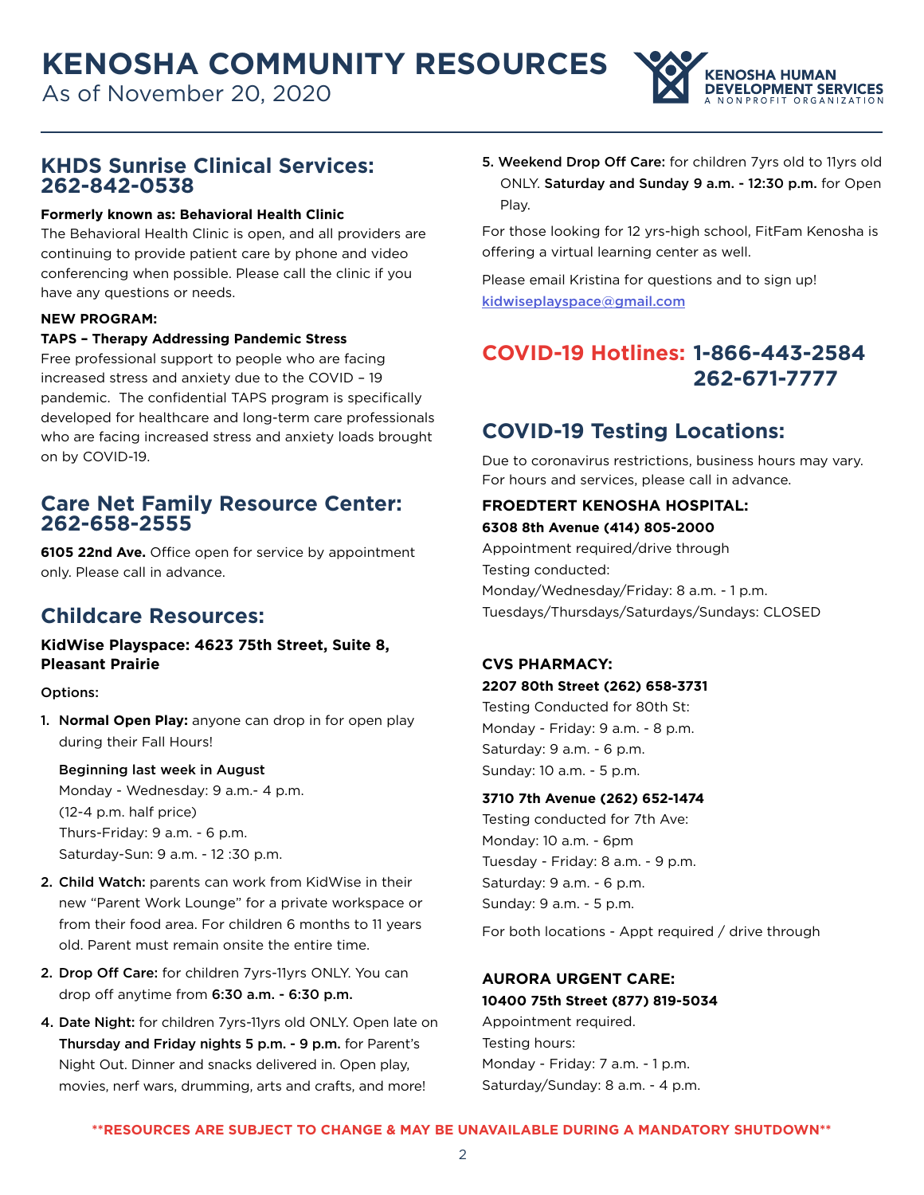# KENOSHA COMMUNITY RESOURCES

As of November 20, 2020

KENOSHA HUMAN DEVELOPMENT SERVICES
A NONPROFIT ORGANIZATION

## KHDS Sunrise Clinical Services: 262-842-0538

**Formerly known as: Behavioral Health Clinic**

The Behavioral Health Clinic is open, and all providers are continuing to provide patient care by phone and video conferencing when possible. Please call the clinic if you have any questions or needs.

**NEW PROGRAM:**

**TAPS – Therapy Addressing Pandemic Stress**

Free professional support to people who are facing increased stress and anxiety due to the COVID – 19 pandemic. The confidential TAPS program is specifically developed for healthcare and long-term care professionals who are facing increased stress and anxiety loads brought on by COVID-19.

## Care Net Family Resource Center: 262-658-2555

**6105 22nd Ave.** Office open for service by appointment only. Please call in advance.

## Childcare Resources:

**KidWise Playspace: 4623 75th Street, Suite 8, Pleasant Prairie**

Options:

1. **Normal Open Play:** anyone can drop in for open play during their Fall Hours!

   **Beginning last week in August**
   Monday - Wednesday: 9 a.m.- 4 p.m.
   (12-4 p.m. half price)
   Thurs-Friday: 9 a.m. - 6 p.m.
   Saturday-Sun: 9 a.m. - 12 :30 p.m.

2. **Child Watch:** parents can work from KidWise in their new "Parent Work Lounge" for a private workspace or from their food area. For children 6 months to 11 years old. Parent must remain onsite the entire time.

2. **Drop Off Care:** for children 7yrs-11yrs ONLY. You can drop off anytime from **6:30 a.m. - 6:30 p.m.**

4. **Date Night:** for children 7yrs-11yrs old ONLY. Open late on **Thursday and Friday nights 5 p.m. - 9 p.m.** for Parent's Night Out. Dinner and snacks delivered in. Open play, movies, nerf wars, drumming, arts and crafts, and more!

5. **Weekend Drop Off Care:** for children 7yrs old to 11yrs old ONLY. **Saturday and Sunday 9 a.m. - 12:30 p.m.** for Open Play.

For those looking for 12 yrs-high school, FitFam Kenosha is offering a virtual learning center as well.

Please email Kristina for questions and to sign up!
kidwiseplayspace@gmail.com

## COVID-19 Hotlines: 1-866-443-2584 262-671-7777

## COVID-19 Testing Locations:

Due to coronavirus restrictions, business hours may vary. For hours and services, please call in advance.

**FROEDTERT KENOSHA HOSPITAL:**

**6308 8th Avenue (414) 805-2000**

Appointment required/drive through
Testing conducted:
Monday/Wednesday/Friday: 8 a.m. - 1 p.m.
Tuesdays/Thursdays/Saturdays/Sundays: CLOSED

**CVS PHARMACY:**

**2207 80th Street (262) 658-3731**

Testing Conducted for 80th St:
Monday - Friday: 9 a.m. - 8 p.m.
Saturday: 9 a.m. - 6 p.m.
Sunday: 10 a.m. - 5 p.m.

**3710 7th Avenue (262) 652-1474**

Testing conducted for 7th Ave:
Monday: 10 a.m. - 6pm
Tuesday - Friday: 8 a.m. - 9 p.m.
Saturday: 9 a.m. - 6 p.m.
Sunday: 9 a.m. - 5 p.m.

For both locations - Appt required / drive through

**AURORA URGENT CARE:**

**10400 75th Street (877) 819-5034**

Appointment required.
Testing hours:
Monday - Friday: 7 a.m. - 1 p.m.
Saturday/Sunday: 8 a.m. - 4 p.m.

**\*\*RESOURCES ARE SUBJECT TO CHANGE & MAY BE UNAVAILABLE DURING A MANDATORY SHUTDOWN\*\***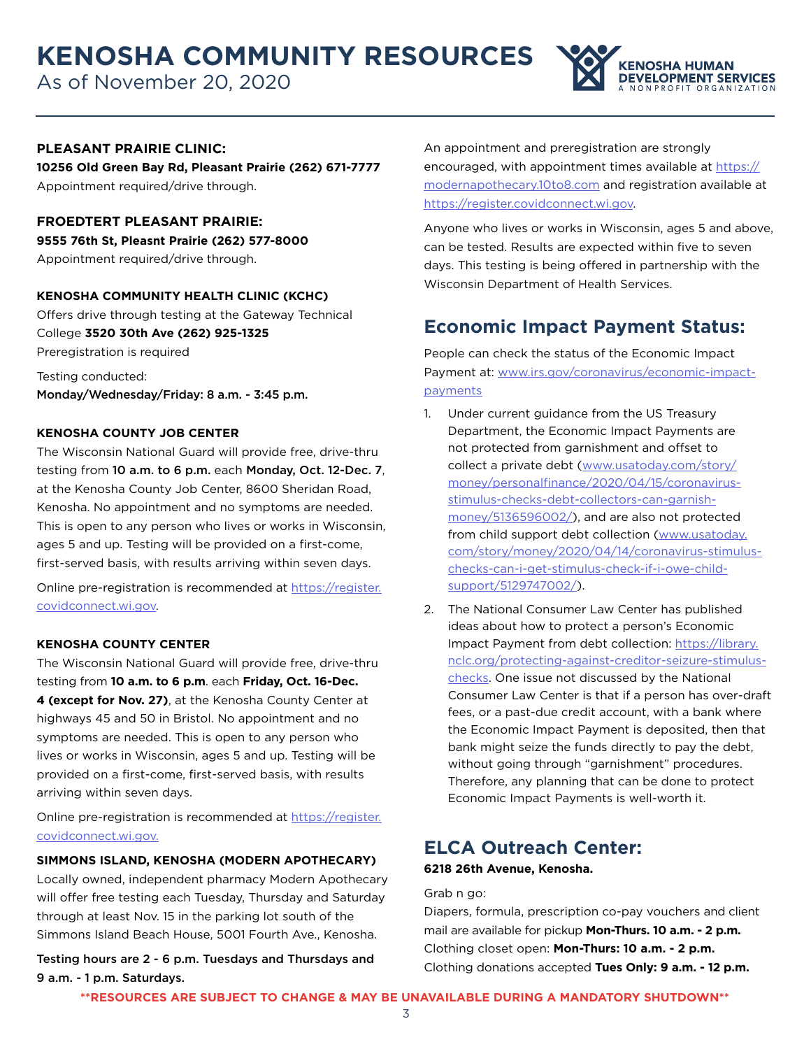# KENOSHA COMMUNITY RESOURCES

As of November 20, 2020

KENOSHA HUMAN DEVELOPMENT SERVICES
A NONPROFIT ORGANIZATION

**PLEASANT PRAIRIE CLINIC:**
**10256 Old Green Bay Rd, Pleasant Prairie (262) 671-7777**
Appointment required/drive through.

**FROEDTERT PLEASANT PRAIRIE:**
**9555 76th St, Pleasnt Prairie (262) 577-8000**
Appointment required/drive through.

**KENOSHA COMMUNITY HEALTH CLINIC (KCHC)**
Offers drive through testing at the Gateway Technical College **3520 30th Ave (262) 925-1325**
Preregistration is required

Testing conducted:
**Monday/Wednesday/Friday: 8 a.m. - 3:45 p.m.**

**KENOSHA COUNTY JOB CENTER**
The Wisconsin National Guard will provide free, drive-thru testing from **10 a.m. to 6 p.m.** each **Monday, Oct. 12-Dec. 7**, at the Kenosha County Job Center, 8600 Sheridan Road, Kenosha. No appointment and no symptoms are needed. This is open to any person who lives or works in Wisconsin, ages 5 and up. Testing will be provided on a first-come, first-served basis, with results arriving within seven days.

Online pre-registration is recommended at https://register.covidconnect.wi.gov.

**KENOSHA COUNTY CENTER**
The Wisconsin National Guard will provide free, drive-thru testing from **10 a.m. to 6 p.m**. each **Friday, Oct. 16-Dec. 4 (except for Nov. 27)**, at the Kenosha County Center at highways 45 and 50 in Bristol. No appointment and no symptoms are needed. This is open to any person who lives or works in Wisconsin, ages 5 and up. Testing will be provided on a first-come, first-served basis, with results arriving within seven days.

Online pre-registration is recommended at https://register.covidconnect.wi.gov.

**SIMMONS ISLAND, KENOSHA (MODERN APOTHECARY)**
Locally owned, independent pharmacy Modern Apothecary will offer free testing each Tuesday, Thursday and Saturday through at least Nov. 15 in the parking lot south of the Simmons Island Beach House, 5001 Fourth Ave., Kenosha.

**Testing hours are 2 - 6 p.m. Tuesdays and Thursdays and 9 a.m. - 1 p.m. Saturdays.**

An appointment and preregistration are strongly encouraged, with appointment times available at https://modernapothecary.10to8.com and registration available at https://register.covidconnect.wi.gov.

Anyone who lives or works in Wisconsin, ages 5 and above, can be tested. Results are expected within five to seven days. This testing is being offered in partnership with the Wisconsin Department of Health Services.

## Economic Impact Payment Status:

People can check the status of the Economic Impact Payment at: www.irs.gov/coronavirus/economic-impact-payments

1. Under current guidance from the US Treasury Department, the Economic Impact Payments are not protected from garnishment and offset to collect a private debt (www.usatoday.com/story/money/personalfinance/2020/04/15/coronavirus-stimulus-checks-debt-collectors-can-garnish-money/5136596002/), and are also not protected from child support debt collection (www.usatoday.com/story/money/2020/04/14/coronavirus-stimulus-checks-can-i-get-stimulus-check-if-i-owe-child-support/5129747002/).
2. The National Consumer Law Center has published ideas about how to protect a person's Economic Impact Payment from debt collection: https://library.nclc.org/protecting-against-creditor-seizure-stimulus-checks. One issue not discussed by the National Consumer Law Center is that if a person has over-draft fees, or a past-due credit account, with a bank where the Economic Impact Payment is deposited, then that bank might seize the funds directly to pay the debt, without going through "garnishment" procedures. Therefore, any planning that can be done to protect Economic Impact Payments is well-worth it.

## ELCA Outreach Center:

**6218 26th Avenue, Kenosha.**

Grab n go:
Diapers, formula, prescription co-pay vouchers and client mail are available for pickup **Mon-Thurs. 10 a.m. - 2 p.m.**
Clothing closet open: **Mon-Thurs: 10 a.m. - 2 p.m.**
Clothing donations accepted **Tues Only: 9 a.m. - 12 p.m.**

**\*\*RESOURCES ARE SUBJECT TO CHANGE & MAY BE UNAVAILABLE DURING A MANDATORY SHUTDOWN\*\***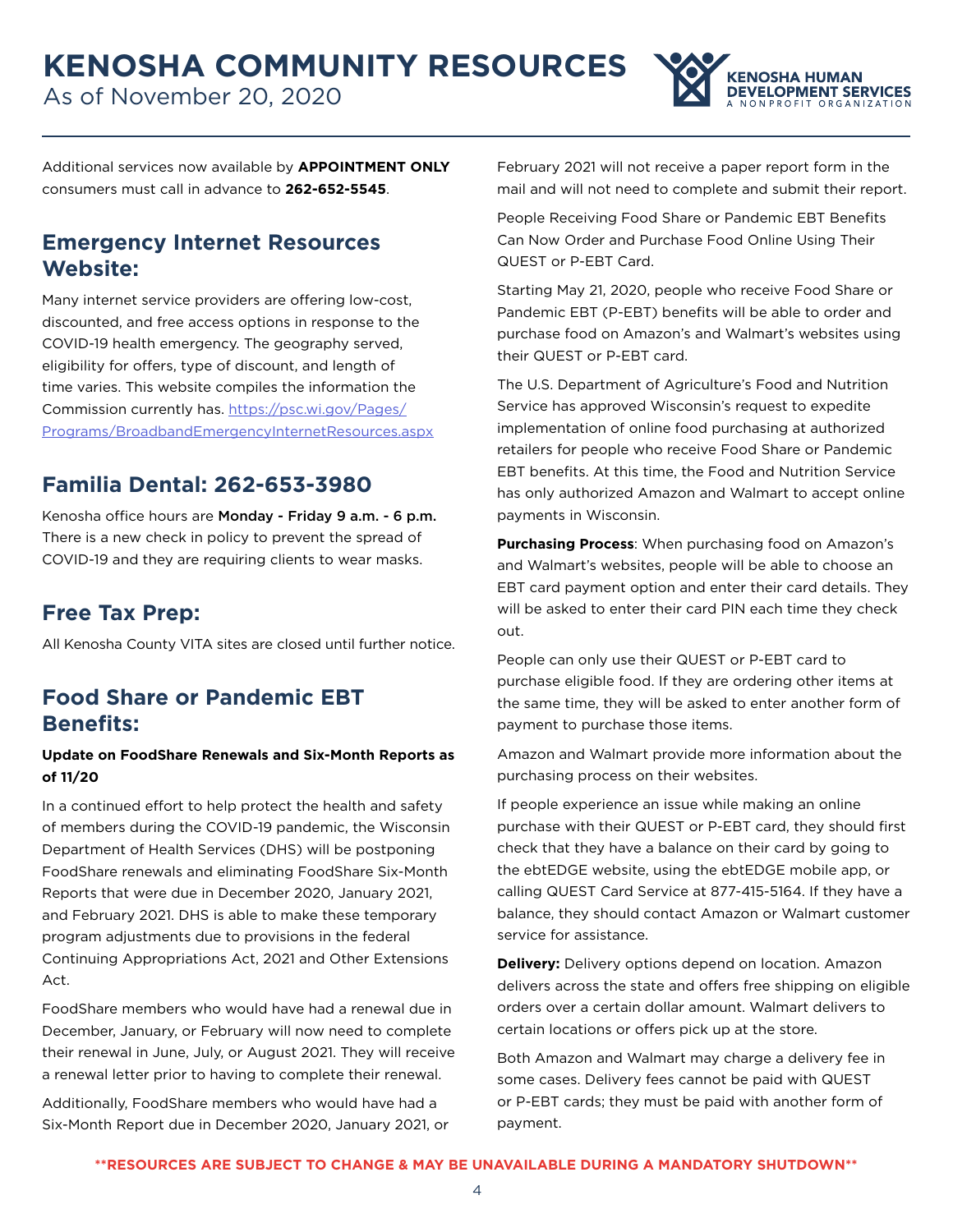Additional services now available by **APPOINTMENT ONLY** consumers must call in advance to **262-652-5545**.

## Emergency Internet Resources Website:

Many internet service providers are offering low-cost, discounted, and free access options in response to the COVID-19 health emergency. The geography served, eligibility for offers, type of discount, and length of time varies. This website compiles the information the Commission currently has. https://psc.wi.gov/Pages/Programs/BroadbandEmergencyInternetResources.aspx

## Familia Dental: 262-653-3980

Kenosha office hours are **Monday - Friday 9 a.m. - 6 p.m.** There is a new check in policy to prevent the spread of COVID-19 and they are requiring clients to wear masks.

## Free Tax Prep:

All Kenosha County VITA sites are closed until further notice.

## Food Share or Pandemic EBT Benefits:

**Update on FoodShare Renewals and Six-Month Reports as of 11/20**

In a continued effort to help protect the health and safety of members during the COVID-19 pandemic, the Wisconsin Department of Health Services (DHS) will be postponing FoodShare renewals and eliminating FoodShare Six-Month Reports that were due in December 2020, January 2021, and February 2021. DHS is able to make these temporary program adjustments due to provisions in the federal Continuing Appropriations Act, 2021 and Other Extensions Act.

FoodShare members who would have had a renewal due in December, January, or February will now need to complete their renewal in June, July, or August 2021. They will receive a renewal letter prior to having to complete their renewal.

Additionally, FoodShare members who would have had a Six-Month Report due in December 2020, January 2021, or February 2021 will not receive a paper report form in the mail and will not need to complete and submit their report.

People Receiving Food Share or Pandemic EBT Benefits Can Now Order and Purchase Food Online Using Their QUEST or P-EBT Card.

Starting May 21, 2020, people who receive Food Share or Pandemic EBT (P-EBT) benefits will be able to order and purchase food on Amazon's and Walmart's websites using their QUEST or P-EBT card.

The U.S. Department of Agriculture's Food and Nutrition Service has approved Wisconsin's request to expedite implementation of online food purchasing at authorized retailers for people who receive Food Share or Pandemic EBT benefits. At this time, the Food and Nutrition Service has only authorized Amazon and Walmart to accept online payments in Wisconsin.

**Purchasing Process**: When purchasing food on Amazon's and Walmart's websites, people will be able to choose an EBT card payment option and enter their card details. They will be asked to enter their card PIN each time they check out.

People can only use their QUEST or P-EBT card to purchase eligible food. If they are ordering other items at the same time, they will be asked to enter another form of payment to purchase those items.

Amazon and Walmart provide more information about the purchasing process on their websites.

If people experience an issue while making an online purchase with their QUEST or P-EBT card, they should first check that they have a balance on their card by going to the ebtEDGE website, using the ebtEDGE mobile app, or calling QUEST Card Service at 877-415-5164. If they have a balance, they should contact Amazon or Walmart customer service for assistance.

**Delivery:** Delivery options depend on location. Amazon delivers across the state and offers free shipping on eligible orders over a certain dollar amount. Walmart delivers to certain locations or offers pick up at the store.

Both Amazon and Walmart may charge a delivery fee in some cases. Delivery fees cannot be paid with QUEST or P-EBT cards; they must be paid with another form of payment.

**\*\*RESOURCES ARE SUBJECT TO CHANGE & MAY BE UNAVAILABLE DURING A MANDATORY SHUTDOWN\*\***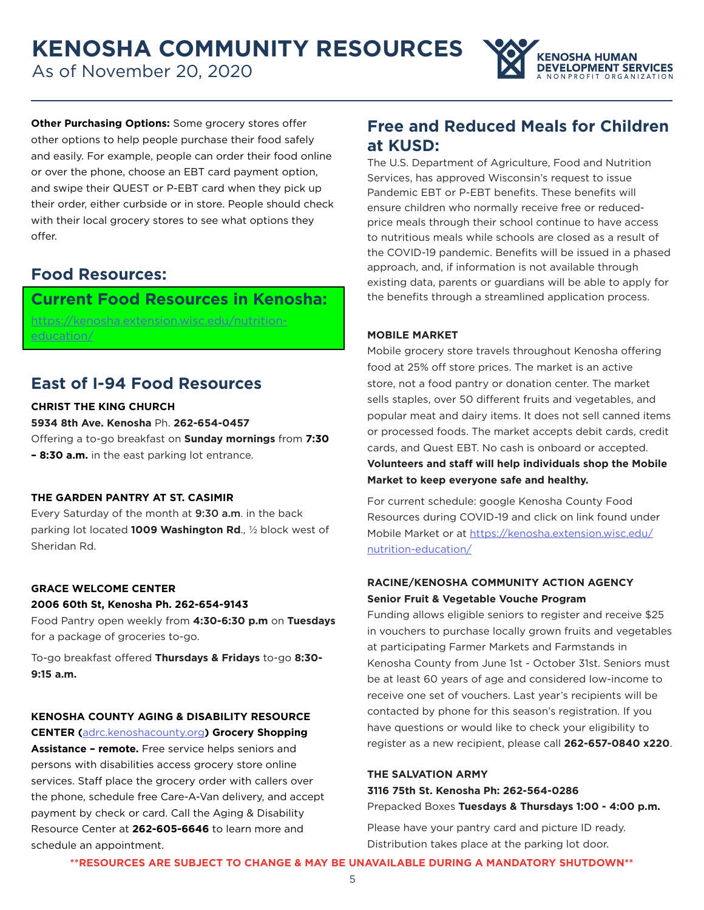# KENOSHA COMMUNITY RESOURCES

As of November 20, 2020

KENOSHA HUMAN DEVELOPMENT SERVICES
A NONPROFIT ORGANIZATION

**Other Purchasing Options:** Some grocery stores offer other options to help people purchase their food safely and easily. For example, people can order their food online or over the phone, choose an EBT card payment option, and swipe their QUEST or P-EBT card when they pick up their order, either curbside or in store. People should check with their local grocery stores to see what options they offer.

## Food Resources:

### Current Food Resources in Kenosha:

https://kenosha.extension.wisc.edu/nutrition-education/

## East of I-94 Food Resources

**CHRIST THE KING CHURCH**
**5934 8th Ave. Kenosha** Ph. **262-654-0457**
Offering a to-go breakfast on **Sunday mornings** from **7:30 – 8:30 a.m.** in the east parking lot entrance.

**THE GARDEN PANTRY AT ST. CASIMIR**
Every Saturday of the month at **9:30 a.m**. in the back parking lot located **1009 Washington Rd**., ½ block west of Sheridan Rd.

**GRACE WELCOME CENTER**
**2006 60th St, Kenosha Ph. 262-654-9143**
Food Pantry open weekly from **4:30-6:30 p.m** on **Tuesdays** for a package of groceries to-go.

To-go breakfast offered **Thursdays & Fridays** to-go **8:30-9:15 a.m.**

**KENOSHA COUNTY AGING & DISABILITY RESOURCE CENTER (**adrc.kenoshacounty.org**) Grocery Shopping Assistance – remote.** Free service helps seniors and persons with disabilities access grocery store online services. Staff place the grocery order with callers over the phone, schedule free Care-A-Van delivery, and accept payment by check or card. Call the Aging & Disability Resource Center at **262-605-6646** to learn more and schedule an appointment.

## Free and Reduced Meals for Children at KUSD:

The U.S. Department of Agriculture, Food and Nutrition Services, has approved Wisconsin's request to issue Pandemic EBT or P-EBT benefits. These benefits will ensure children who normally receive free or reduced-price meals through their school continue to have access to nutritious meals while schools are closed as a result of the COVID-19 pandemic. Benefits will be issued in a phased approach, and, if information is not available through existing data, parents or guardians will be able to apply for the benefits through a streamlined application process.

**MOBILE MARKET**
Mobile grocery store travels throughout Kenosha offering food at 25% off store prices. The market is an active store, not a food pantry or donation center. The market sells staples, over 50 different fruits and vegetables, and popular meat and dairy items. It does not sell canned items or processed foods. The market accepts debit cards, credit cards, and Quest EBT. No cash is onboard or accepted. **Volunteers and staff will help individuals shop the Mobile Market to keep everyone safe and healthy.**

For current schedule: google Kenosha County Food Resources during COVID-19 and click on link found under Mobile Market or at https://kenosha.extension.wisc.edu/nutrition-education/

**RACINE/KENOSHA COMMUNITY ACTION AGENCY**
**Senior Fruit & Vegetable Vouche Program**
Funding allows eligible seniors to register and receive $25 in vouchers to purchase locally grown fruits and vegetables at participating Farmer Markets and Farmstands in Kenosha County from June 1st - October 31st. Seniors must be at least 60 years of age and considered low-income to receive one set of vouchers. Last year's recipients will be contacted by phone for this season's registration. If you have questions or would like to check your eligibility to register as a new recipient, please call **262-657-0840 x220**.

**THE SALVATION ARMY**
**3116 75th St. Kenosha Ph: 262-564-0286**
Prepacked Boxes **Tuesdays & Thursdays 1:00 - 4:00 p.m.**

Please have your pantry card and picture ID ready. Distribution takes place at the parking lot door.

**\*\*RESOURCES ARE SUBJECT TO CHANGE & MAY BE UNAVAILABLE DURING A MANDATORY SHUTDOWN\*\***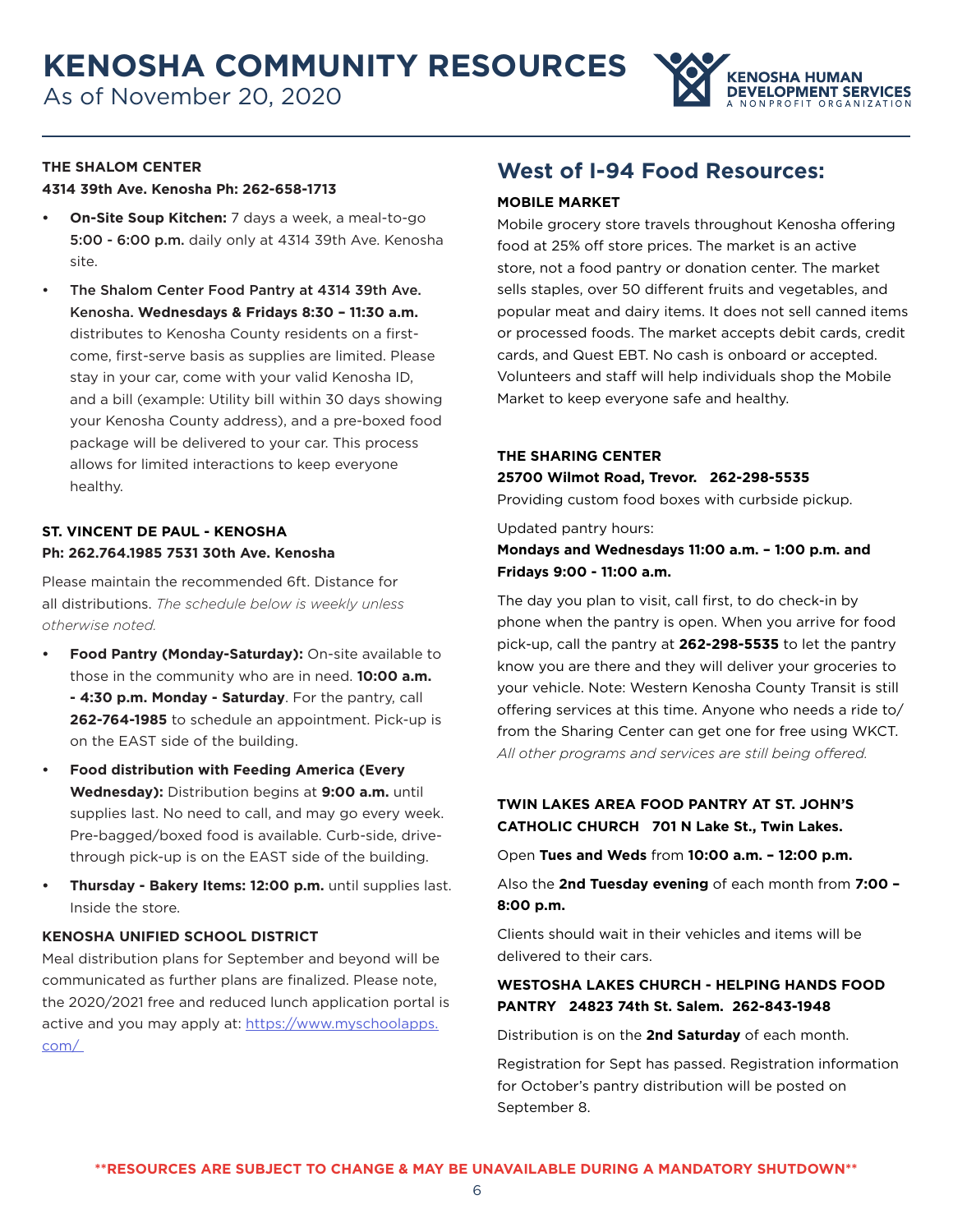# KENOSHA COMMUNITY RESOURCES

As of November 20, 2020

KENOSHA HUMAN DEVELOPMENT SERVICES
A NONPROFIT ORGANIZATION

**THE SHALOM CENTER**
**4314 39th Ave. Kenosha Ph: 262-658-1713**

- **On-Site Soup Kitchen:** 7 days a week, a meal-to-go **5:00 - 6:00 p.m.** daily only at 4314 39th Ave. Kenosha site.
- **The Shalom Center Food Pantry at 4314 39th Ave. Kenosha. Wednesdays & Fridays 8:30 – 11:30 a.m.** distributes to Kenosha County residents on a first-come, first-serve basis as supplies are limited. Please stay in your car, come with your valid Kenosha ID, and a bill (example: Utility bill within 30 days showing your Kenosha County address), and a pre-boxed food package will be delivered to your car. This process allows for limited interactions to keep everyone healthy.

**ST. VINCENT DE PAUL - KENOSHA**
**Ph: 262.764.1985 7531 30th Ave. Kenosha**

Please maintain the recommended 6ft. Distance for all distributions. *The schedule below is weekly unless otherwise noted.*

- **Food Pantry (Monday-Saturday):** On-site available to those in the community who are in need. **10:00 a.m. - 4:30 p.m. Monday - Saturday**. For the pantry, call **262-764-1985** to schedule an appointment. Pick-up is on the EAST side of the building.
- **Food distribution with Feeding America (Every Wednesday):** Distribution begins at **9:00 a.m.** until supplies last. No need to call, and may go every week. Pre-bagged/boxed food is available. Curb-side, drive-through pick-up is on the EAST side of the building.
- **Thursday - Bakery Items: 12:00 p.m.** until supplies last. Inside the store.

**KENOSHA UNIFIED SCHOOL DISTRICT**

Meal distribution plans for September and beyond will be communicated as further plans are finalized. Please note, the 2020/2021 free and reduced lunch application portal is active and you may apply at: https://www.myschoolapps.com/

## West of I-94 Food Resources:

**MOBILE MARKET**

Mobile grocery store travels throughout Kenosha offering food at 25% off store prices. The market is an active store, not a food pantry or donation center. The market sells staples, over 50 different fruits and vegetables, and popular meat and dairy items. It does not sell canned items or processed foods. The market accepts debit cards, credit cards, and Quest EBT. No cash is onboard or accepted. Volunteers and staff will help individuals shop the Mobile Market to keep everyone safe and healthy.

**THE SHARING CENTER**
**25700 Wilmot Road, Trevor. 262-298-5535**

Providing custom food boxes with curbside pickup.

Updated pantry hours:

**Mondays and Wednesdays 11:00 a.m. – 1:00 p.m. and Fridays 9:00 - 11:00 a.m.**

The day you plan to visit, call first, to do check-in by phone when the pantry is open. When you arrive for food pick-up, call the pantry at **262-298-5535** to let the pantry know you are there and they will deliver your groceries to your vehicle. Note: Western Kenosha County Transit is still offering services at this time. Anyone who needs a ride to/from the Sharing Center can get one for free using WKCT. *All other programs and services are still being offered.*

**TWIN LAKES AREA FOOD PANTRY AT ST. JOHN'S CATHOLIC CHURCH 701 N Lake St., Twin Lakes.**

Open **Tues and Weds** from **10:00 a.m. – 12:00 p.m.**

Also the **2nd Tuesday evening** of each month from **7:00 – 8:00 p.m.**

Clients should wait in their vehicles and items will be delivered to their cars.

**WESTOSHA LAKES CHURCH - HELPING HANDS FOOD PANTRY 24823 74th St. Salem. 262-843-1948**

Distribution is on the **2nd Saturday** of each month.

Registration for Sept has passed. Registration information for October's pantry distribution will be posted on September 8.

**\*\*RESOURCES ARE SUBJECT TO CHANGE & MAY BE UNAVAILABLE DURING A MANDATORY SHUTDOWN\*\***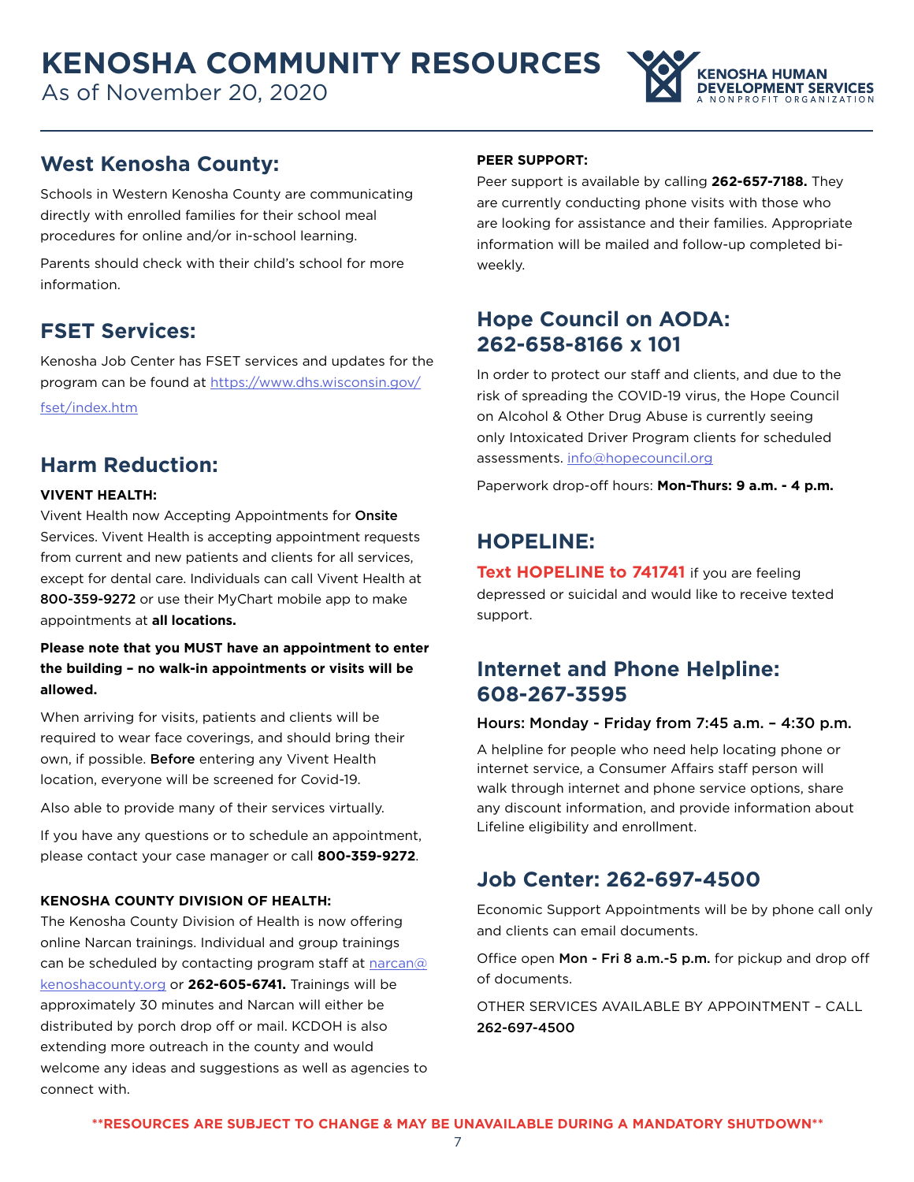# KENOSHA COMMUNITY RESOURCES

As of November 20, 2020

## West Kenosha County:

Schools in Western Kenosha County are communicating directly with enrolled families for their school meal procedures for online and/or in-school learning.

Parents should check with their child's school for more information.

## FSET Services:

Kenosha Job Center has FSET services and updates for the program can be found at https://www.dhs.wisconsin.gov/fset/index.htm

## Harm Reduction:

**VIVENT HEALTH:**

Vivent Health now Accepting Appointments for **Onsite** Services. Vivent Health is accepting appointment requests from current and new patients and clients for all services, except for dental care. Individuals can call Vivent Health at **800-359-9272** or use their MyChart mobile app to make appointments at **all locations.**

**Please note that you MUST have an appointment to enter the building – no walk-in appointments or visits will be allowed.**

When arriving for visits, patients and clients will be required to wear face coverings, and should bring their own, if possible. **Before** entering any Vivent Health location, everyone will be screened for Covid-19.

Also able to provide many of their services virtually.

If you have any questions or to schedule an appointment, please contact your case manager or call **800-359-9272**.

**KENOSHA COUNTY DIVISION OF HEALTH:**

The Kenosha County Division of Health is now offering online Narcan trainings. Individual and group trainings can be scheduled by contacting program staff at narcan@kenoshacounty.org or **262-605-6741.** Trainings will be approximately 30 minutes and Narcan will either be distributed by porch drop off or mail. KCDOH is also extending more outreach in the county and would welcome any ideas and suggestions as well as agencies to connect with.

**PEER SUPPORT:**

Peer support is available by calling **262-657-7188.** They are currently conducting phone visits with those who are looking for assistance and their families. Appropriate information will be mailed and follow-up completed bi-weekly.

## Hope Council on AODA: 262-658-8166 x 101

In order to protect our staff and clients, and due to the risk of spreading the COVID-19 virus, the Hope Council on Alcohol & Other Drug Abuse is currently seeing only Intoxicated Driver Program clients for scheduled assessments. info@hopecouncil.org

Paperwork drop-off hours: **Mon-Thurs: 9 a.m. - 4 p.m.**

## HOPELINE:

**Text HOPELINE to 741741** if you are feeling depressed or suicidal and would like to receive texted support.

## Internet and Phone Helpline: 608-267-3595

Hours: Monday - Friday from 7:45 a.m. – 4:30 p.m.

A helpline for people who need help locating phone or internet service, a Consumer Affairs staff person will walk through internet and phone service options, share any discount information, and provide information about Lifeline eligibility and enrollment.

## Job Center: 262-697-4500

Economic Support Appointments will be by phone call only and clients can email documents.

Office open **Mon - Fri 8 a.m.-5 p.m.** for pickup and drop off of documents.

OTHER SERVICES AVAILABLE BY APPOINTMENT – CALL **262-697-4500**

**\*\*RESOURCES ARE SUBJECT TO CHANGE & MAY BE UNAVAILABLE DURING A MANDATORY SHUTDOWN\*\***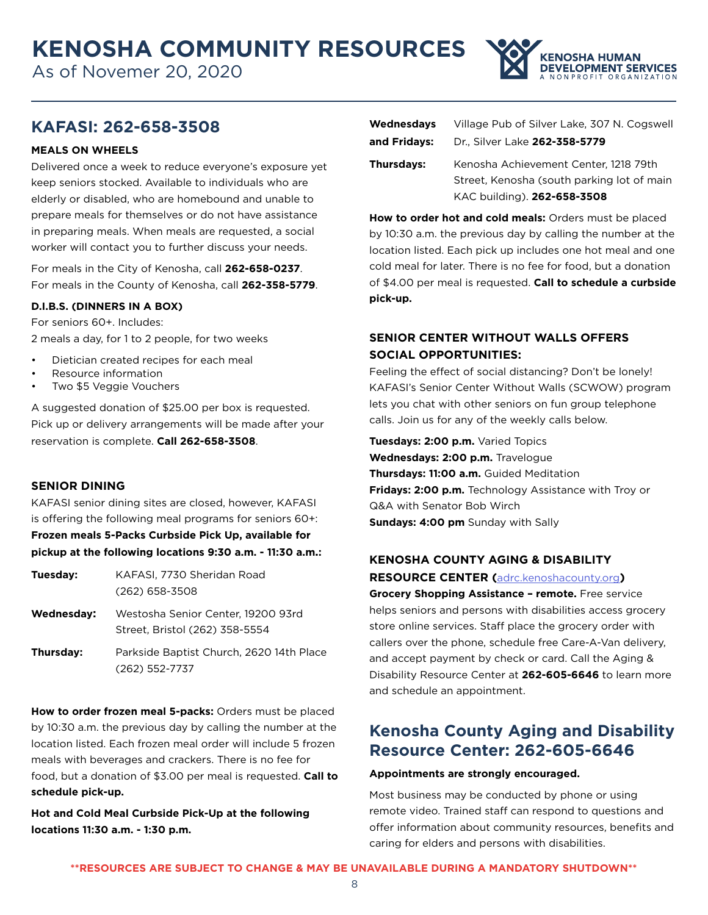# KENOSHA COMMUNITY RESOURCES

As of Novemer 20, 2020

KENOSHA HUMAN DEVELOPMENT SERVICES
A NONPROFIT ORGANIZATION

## KAFASI: 262-658-3508

### MEALS ON WHEELS

Delivered once a week to reduce everyone's exposure yet keep seniors stocked. Available to individuals who are elderly or disabled, who are homebound and unable to prepare meals for themselves or do not have assistance in preparing meals. When meals are requested, a social worker will contact you to further discuss your needs.

For meals in the City of Kenosha, call **262-658-0237**.
For meals in the County of Kenosha, call **262-358-5779**.

### D.I.B.S. (DINNERS IN A BOX)

For seniors 60+. Includes:
2 meals a day, for 1 to 2 people, for two weeks

- Dietician created recipes for each meal
- Resource information
- Two $5 Veggie Vouchers

A suggested donation of $25.00 per box is requested. Pick up or delivery arrangements will be made after your reservation is complete. **Call 262-658-3508**.

### SENIOR DINING

KAFASI senior dining sites are closed, however, KAFASI is offering the following meal programs for seniors 60+:
**Frozen meals 5-Packs Curbside Pick Up, available for pickup at the following locations 9:30 a.m. - 11:30 a.m.:**

| | |
|---|---|
| **Tuesday:** | KAFASI, 7730 Sheridan Road (262) 658-3508 |
| **Wednesday:** | Westosha Senior Center, 19200 93rd Street, Bristol (262) 358-5554 |
| **Thursday:** | Parkside Baptist Church, 2620 14th Place (262) 552-7737 |

**How to order frozen meal 5-packs:** Orders must be placed by 10:30 a.m. the previous day by calling the number at the location listed. Each frozen meal order will include 5 frozen meals with beverages and crackers. There is no fee for food, but a donation of $3.00 per meal is requested. **Call to schedule pick-up.**

**Hot and Cold Meal Curbside Pick-Up at the following locations 11:30 a.m. - 1:30 p.m.**

| | |
|---|---|
| **Wednesdays and Fridays:** | Village Pub of Silver Lake, 307 N. Cogswell Dr., Silver Lake **262-358-5779** |
| **Thursdays:** | Kenosha Achievement Center, 1218 79th Street, Kenosha (south parking lot of main KAC building). **262-658-3508** |

**How to order hot and cold meals:** Orders must be placed by 10:30 a.m. the previous day by calling the number at the location listed. Each pick up includes one hot meal and one cold meal for later. There is no fee for food, but a donation of $4.00 per meal is requested. **Call to schedule a curbside pick-up.**

### SENIOR CENTER WITHOUT WALLS OFFERS SOCIAL OPPORTUNITIES:

Feeling the effect of social distancing? Don't be lonely! KAFASI's Senior Center Without Walls (SCWOW) program lets you chat with other seniors on fun group telephone calls. Join us for any of the weekly calls below.

**Tuesdays: 2:00 p.m.** Varied Topics
**Wednesdays: 2:00 p.m.** Travelogue
**Thursdays: 11:00 a.m.** Guided Meditation
**Fridays: 2:00 p.m.** Technology Assistance with Troy or Q&A with Senator Bob Wirch
**Sundays: 4:00 pm** Sunday with Sally

### KENOSHA COUNTY AGING & DISABILITY RESOURCE CENTER (adrc.kenoshacounty.org)

**Grocery Shopping Assistance – remote.** Free service helps seniors and persons with disabilities access grocery store online services. Staff place the grocery order with callers over the phone, schedule free Care-A-Van delivery, and accept payment by check or card. Call the Aging & Disability Resource Center at **262-605-6646** to learn more and schedule an appointment.

## Kenosha County Aging and Disability Resource Center: 262-605-6646

**Appointments are strongly encouraged.**

Most business may be conducted by phone or using remote video. Trained staff can respond to questions and offer information about community resources, benefits and caring for elders and persons with disabilities.

**\*\*RESOURCES ARE SUBJECT TO CHANGE & MAY BE UNAVAILABLE DURING A MANDATORY SHUTDOWN\*\***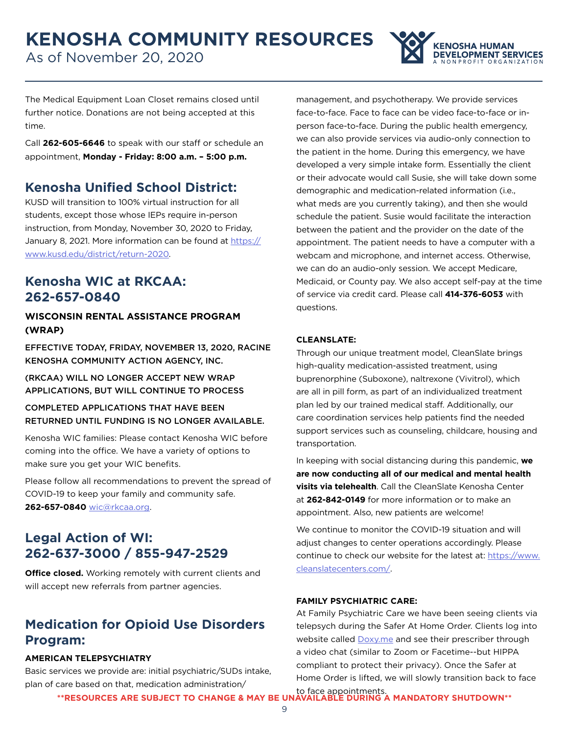The Medical Equipment Loan Closet remains closed until further notice. Donations are not being accepted at this time.

Call **262-605-6646** to speak with our staff or schedule an appointment, **Monday - Friday: 8:00 a.m. – 5:00 p.m.**

## Kenosha Unified School District:

KUSD will transition to 100% virtual instruction for all students, except those whose IEPs require in-person instruction, from Monday, November 30, 2020 to Friday, January 8, 2021. More information can be found at https://www.kusd.edu/district/return-2020.

## Kenosha WIC at RKCAA: 262-657-0840

**WISCONSIN RENTAL ASSISTANCE PROGRAM (WRAP)**

**EFFECTIVE TODAY, FRIDAY, NOVEMBER 13, 2020, RACINE KENOSHA COMMUNITY ACTION AGENCY, INC.**

**(RKCAA) WILL NO LONGER ACCEPT NEW WRAP APPLICATIONS, BUT WILL CONTINUE TO PROCESS**

**COMPLETED APPLICATIONS THAT HAVE BEEN RETURNED UNTIL FUNDING IS NO LONGER AVAILABLE.**

Kenosha WIC families: Please contact Kenosha WIC before coming into the office. We have a variety of options to make sure you get your WIC benefits.

Please follow all recommendations to prevent the spread of COVID-19 to keep your family and community safe. **262-657-0840** wic@rkcaa.org.

## Legal Action of WI: 262-637-3000 / 855-947-2529

**Office closed.** Working remotely with current clients and will accept new referrals from partner agencies.

## Medication for Opioid Use Disorders Program:

**AMERICAN TELEPSYCHIATRY**

Basic services we provide are: initial psychiatric/SUDs intake, plan of care based on that, medication administration/management, and psychotherapy. We provide services face-to-face. Face to face can be video face-to-face or in-person face-to-face. During the public health emergency, we can also provide services via audio-only connection to the patient in the home. During this emergency, we have developed a very simple intake form. Essentially the client or their advocate would call Susie, she will take down some demographic and medication-related information (i.e., what meds are you currently taking), and then she would schedule the patient. Susie would facilitate the interaction between the patient and the provider on the date of the appointment. The patient needs to have a computer with a webcam and microphone, and internet access. Otherwise, we can do an audio-only session. We accept Medicare, Medicaid, or County pay. We also accept self-pay at the time of service via credit card. Please call **414-376-6053** with questions.

**CLEANSLATE:**

Through our unique treatment model, CleanSlate brings high-quality medication-assisted treatment, using buprenorphine (Suboxone), naltrexone (Vivitrol), which are all in pill form, as part of an individualized treatment plan led by our trained medical staff. Additionally, our care coordination services help patients find the needed support services such as counseling, childcare, housing and transportation.

In keeping with social distancing during this pandemic, **we are now conducting all of our medical and mental health visits via telehealth**. Call the CleanSlate Kenosha Center at **262-842-0149** for more information or to make an appointment. Also, new patients are welcome!

We continue to monitor the COVID-19 situation and will adjust changes to center operations accordingly. Please continue to check our website for the latest at: https://www.cleanslatecenters.com/.

**FAMILY PSYCHIATRIC CARE:**

At Family Psychiatric Care we have been seeing clients via telepsych during the Safer At Home Order. Clients log into website called Doxy.me and see their prescriber through a video chat (similar to Zoom or Facetime--but HIPPA compliant to protect their privacy). Once the Safer at Home Order is lifted, we will slowly transition back to face to face appointments.

**\*\*RESOURCES ARE SUBJECT TO CHANGE & MAY BE UNAVAILABLE DURING A MANDATORY SHUTDOWN\*\***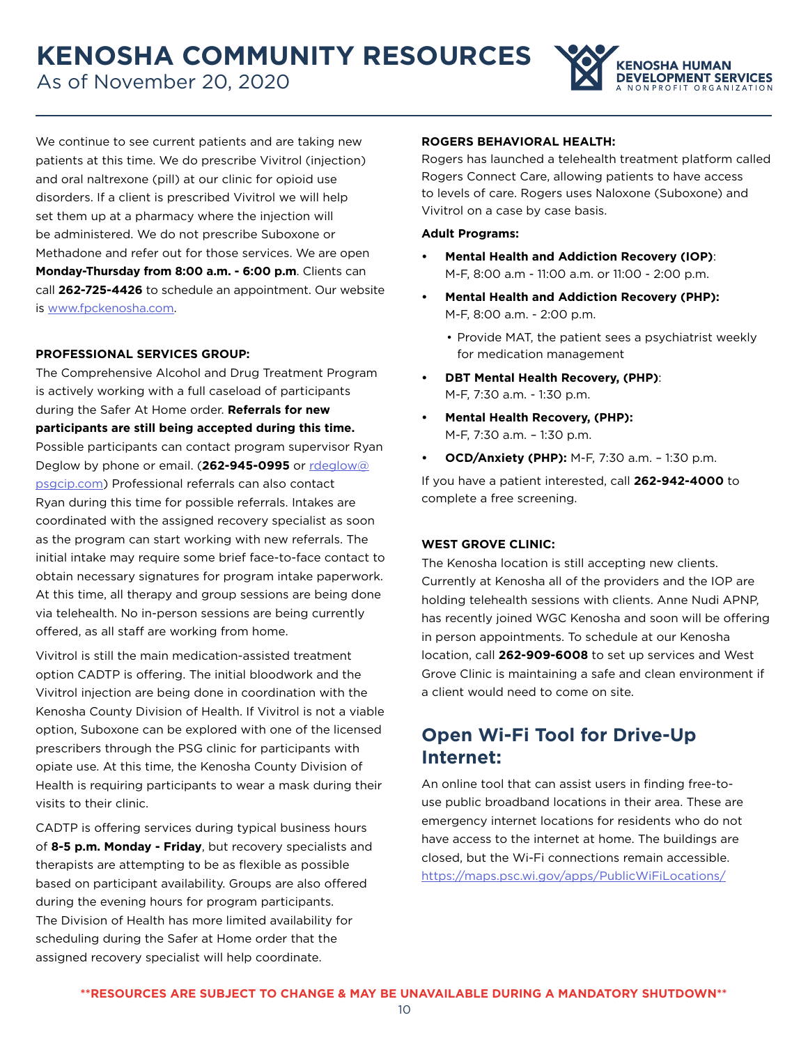# KENOSHA COMMUNITY RESOURCES

As of November 20, 2020

We continue to see current patients and are taking new patients at this time. We do prescribe Vivitrol (injection) and oral naltrexone (pill) at our clinic for opioid use disorders. If a client is prescribed Vivitrol we will help set them up at a pharmacy where the injection will be administered. We do not prescribe Suboxone or Methadone and refer out for those services. We are open **Monday-Thursday from 8:00 a.m. - 6:00 p.m**. Clients can call **262-725-4426** to schedule an appointment. Our website is www.fpckenosha.com.

**PROFESSIONAL SERVICES GROUP:**

The Comprehensive Alcohol and Drug Treatment Program is actively working with a full caseload of participants during the Safer At Home order. **Referrals for new participants are still being accepted during this time.** Possible participants can contact program supervisor Ryan Deglow by phone or email. (**262-945-0995** or rdeglow@psgcip.com) Professional referrals can also contact Ryan during this time for possible referrals. Intakes are coordinated with the assigned recovery specialist as soon as the program can start working with new referrals. The initial intake may require some brief face-to-face contact to obtain necessary signatures for program intake paperwork. At this time, all therapy and group sessions are being done via telehealth. No in-person sessions are being currently offered, as all staff are working from home.

Vivitrol is still the main medication-assisted treatment option CADTP is offering. The initial bloodwork and the Vivitrol injection are being done in coordination with the Kenosha County Division of Health. If Vivitrol is not a viable option, Suboxone can be explored with one of the licensed prescribers through the PSG clinic for participants with opiate use. At this time, the Kenosha County Division of Health is requiring participants to wear a mask during their visits to their clinic.

CADTP is offering services during typical business hours of **8-5 p.m. Monday - Friday**, but recovery specialists and therapists are attempting to be as flexible as possible based on participant availability. Groups are also offered during the evening hours for program participants. The Division of Health has more limited availability for scheduling during the Safer at Home order that the assigned recovery specialist will help coordinate.

**ROGERS BEHAVIORAL HEALTH:**

Rogers has launched a telehealth treatment platform called Rogers Connect Care, allowing patients to have access to levels of care. Rogers uses Naloxone (Suboxone) and Vivitrol on a case by case basis.

**Adult Programs:**

- **Mental Health and Addiction Recovery (IOP)**: M-F, 8:00 a.m - 11:00 a.m. or 11:00 - 2:00 p.m.
- **Mental Health and Addiction Recovery (PHP):** M-F, 8:00 a.m. - 2:00 p.m.
  - Provide MAT, the patient sees a psychiatrist weekly for medication management
- **DBT Mental Health Recovery, (PHP)**: M-F, 7:30 a.m. - 1:30 p.m.
- **Mental Health Recovery, (PHP):** M-F, 7:30 a.m. – 1:30 p.m.
- **OCD/Anxiety (PHP):** M-F, 7:30 a.m. – 1:30 p.m.

If you have a patient interested, call **262-942-4000** to complete a free screening.

**WEST GROVE CLINIC:**

The Kenosha location is still accepting new clients. Currently at Kenosha all of the providers and the IOP are holding telehealth sessions with clients. Anne Nudi APNP, has recently joined WGC Kenosha and soon will be offering in person appointments. To schedule at our Kenosha location, call **262-909-6008** to set up services and West Grove Clinic is maintaining a safe and clean environment if a client would need to come on site.

## Open Wi-Fi Tool for Drive-Up Internet:

An online tool that can assist users in finding free-to-use public broadband locations in their area. These are emergency internet locations for residents who do not have access to the internet at home. The buildings are closed, but the Wi-Fi connections remain accessible.
https://maps.psc.wi.gov/apps/PublicWiFiLocations/

**\*\*RESOURCES ARE SUBJECT TO CHANGE & MAY BE UNAVAILABLE DURING A MANDATORY SHUTDOWN\*\***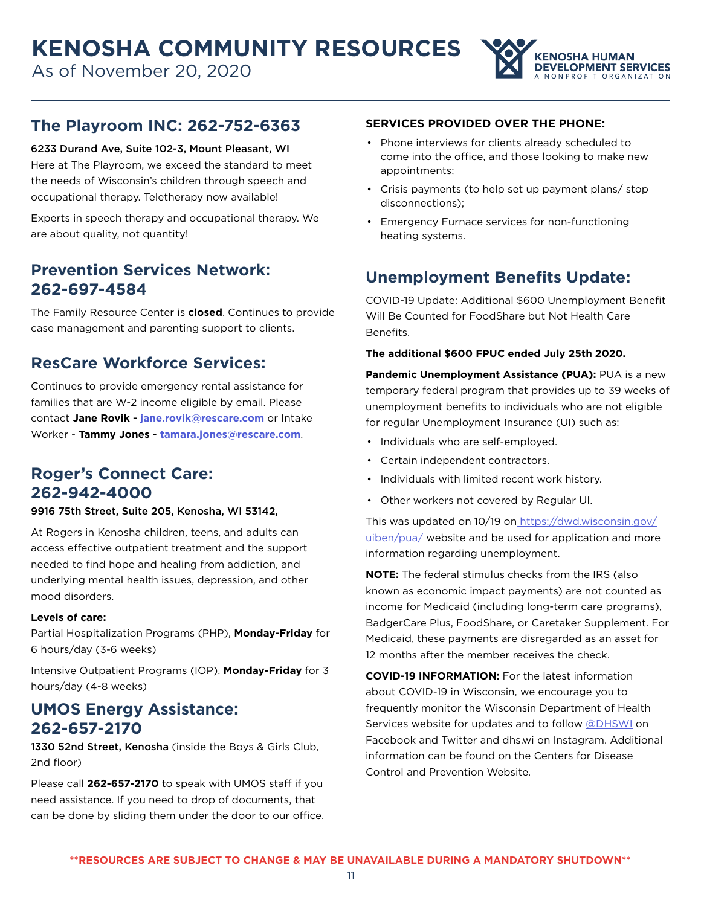# KENOSHA COMMUNITY RESOURCES

As of November 20, 2020

KENOSHA HUMAN DEVELOPMENT SERVICES
A NONPROFIT ORGANIZATION

## The Playroom INC: 262-752-6363

**6233 Durand Ave, Suite 102-3, Mount Pleasant, WI**
Here at The Playroom, we exceed the standard to meet the needs of Wisconsin's children through speech and occupational therapy. Teletherapy now available!

Experts in speech therapy and occupational therapy. We are about quality, not quantity!

## Prevention Services Network: 262-697-4584

The Family Resource Center is **closed**. Continues to provide case management and parenting support to clients.

## ResCare Workforce Services:

Continues to provide emergency rental assistance for families that are W-2 income eligible by email. Please contact **Jane Rovik - jane.rovik@rescare.com** or Intake Worker - **Tammy Jones - tamara.jones@rescare.com**.

## Roger's Connect Care: 262-942-4000

**9916 75th Street, Suite 205, Kenosha, WI 53142,**

At Rogers in Kenosha children, teens, and adults can access effective outpatient treatment and the support needed to find hope and healing from addiction, and underlying mental health issues, depression, and other mood disorders.

**Levels of care:**
Partial Hospitalization Programs (PHP), **Monday-Friday** for 6 hours/day (3-6 weeks)

Intensive Outpatient Programs (IOP), **Monday-Friday** for 3 hours/day (4-8 weeks)

## UMOS Energy Assistance: 262-657-2170

**1330 52nd Street, Kenosha** (inside the Boys & Girls Club, 2nd floor)

Please call **262-657-2170** to speak with UMOS staff if you need assistance. If you need to drop of documents, that can be done by sliding them under the door to our office.

**SERVICES PROVIDED OVER THE PHONE:**

- Phone interviews for clients already scheduled to come into the office, and those looking to make new appointments;
- Crisis payments (to help set up payment plans/ stop disconnections);
- Emergency Furnace services for non-functioning heating systems.

## Unemployment Benefits Update:

COVID-19 Update: Additional $600 Unemployment Benefit Will Be Counted for FoodShare but Not Health Care Benefits.

**The additional $600 FPUC ended July 25th 2020.**

**Pandemic Unemployment Assistance (PUA):** PUA is a new temporary federal program that provides up to 39 weeks of unemployment benefits to individuals who are not eligible for regular Unemployment Insurance (UI) such as:

- Individuals who are self-employed.
- Certain independent contractors.
- Individuals with limited recent work history.
- Other workers not covered by Regular UI.

This was updated on 10/19 on https://dwd.wisconsin.gov/uiben/pua/ website and be used for application and more information regarding unemployment.

**NOTE:** The federal stimulus checks from the IRS (also known as economic impact payments) are not counted as income for Medicaid (including long-term care programs), BadgerCare Plus, FoodShare, or Caretaker Supplement. For Medicaid, these payments are disregarded as an asset for 12 months after the member receives the check.

**COVID-19 INFORMATION:** For the latest information about COVID-19 in Wisconsin, we encourage you to frequently monitor the Wisconsin Department of Health Services website for updates and to follow @DHSWI on Facebook and Twitter and dhs.wi on Instagram. Additional information can be found on the Centers for Disease Control and Prevention Website.

**\*\*RESOURCES ARE SUBJECT TO CHANGE & MAY BE UNAVAILABLE DURING A MANDATORY SHUTDOWN\*\***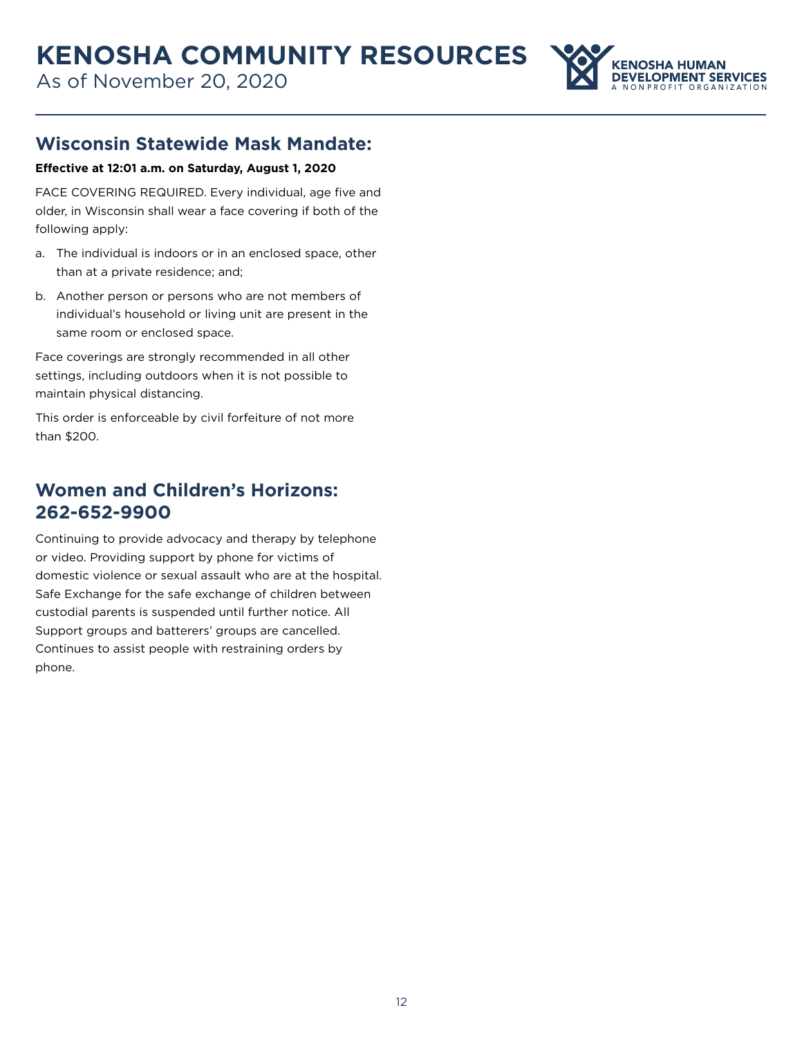# KENOSHA COMMUNITY RESOURCES

As of November 20, 2020

KENOSHA HUMAN DEVELOPMENT SERVICES
A NONPROFIT ORGANIZATION

## Wisconsin Statewide Mask Mandate:

**Effective at 12:01 a.m. on Saturday, August 1, 2020**

FACE COVERING REQUIRED. Every individual, age five and older, in Wisconsin shall wear a face covering if both of the following apply:

a. The individual is indoors or in an enclosed space, other than at a private residence; and;

b. Another person or persons who are not members of individual's household or living unit are present in the same room or enclosed space.

Face coverings are strongly recommended in all other settings, including outdoors when it is not possible to maintain physical distancing.

This order is enforceable by civil forfeiture of not more than $200.

## Women and Children's Horizons: 262-652-9900

Continuing to provide advocacy and therapy by telephone or video. Providing support by phone for victims of domestic violence or sexual assault who are at the hospital. Safe Exchange for the safe exchange of children between custodial parents is suspended until further notice. All Support groups and batterers' groups are cancelled. Continues to assist people with restraining orders by phone.